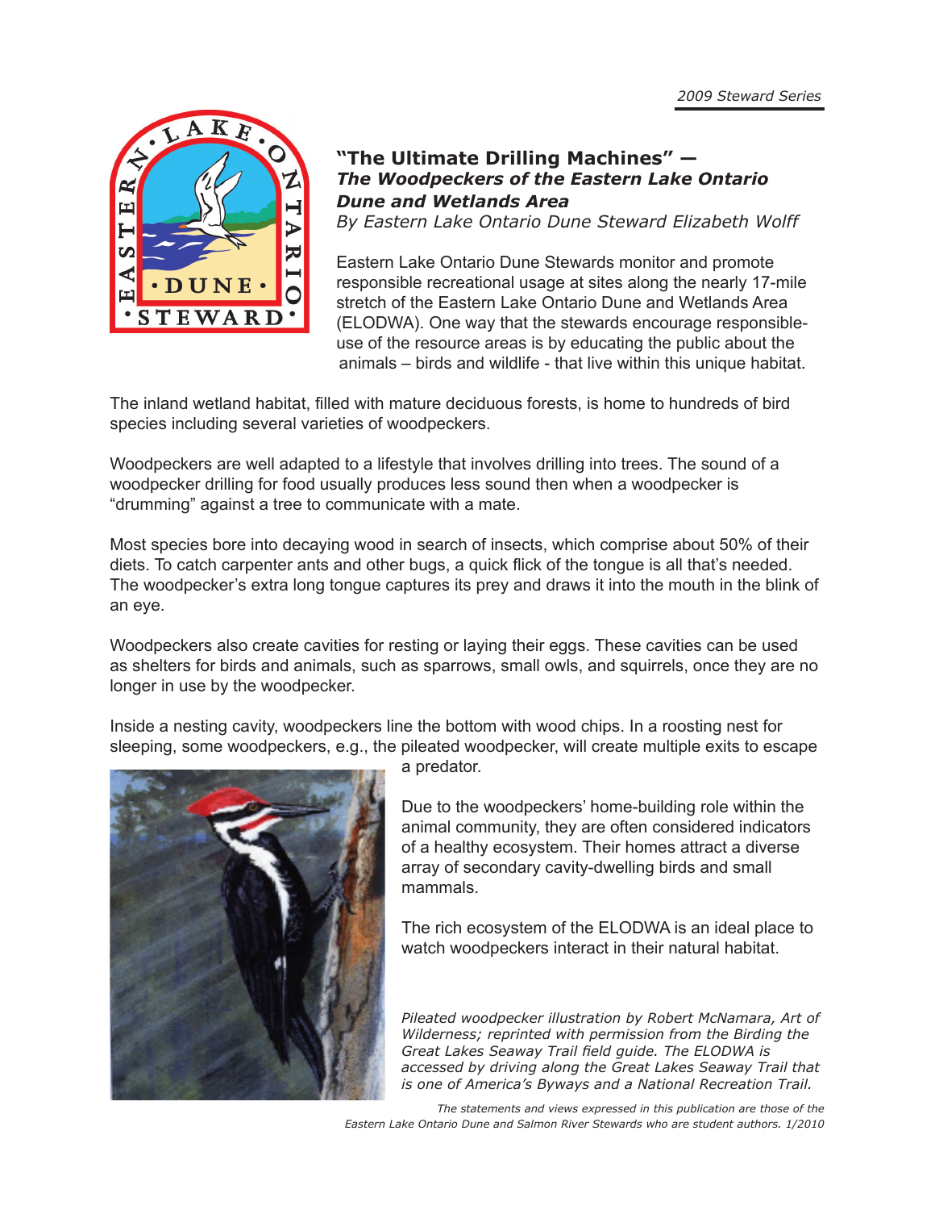*2009 Steward Series*

# "The Ultimate Drilling Machines" — *The Woodpeckers of the Eastern Lake Ontario Dune and Wetlands Area*

*By Eastern Lake Ontario Dune Steward Elizabeth Wolff*

Eastern Lake Ontario Dune Stewards monitor and promote responsible recreational usage at sites along the nearly 17-mile stretch of the Eastern Lake Ontario Dune and Wetlands Area (ELODWA). One way that the stewards encourage responsible-use of the resource areas is by educating the public about the animals – birds and wildlife - that live within this unique habitat.

The inland wetland habitat, filled with mature deciduous forests, is home to hundreds of bird species including several varieties of woodpeckers.

Woodpeckers are well adapted to a lifestyle that involves drilling into trees. The sound of a woodpecker drilling for food usually produces less sound then when a woodpecker is "drumming" against a tree to communicate with a mate.

Most species bore into decaying wood in search of insects, which comprise about 50% of their diets. To catch carpenter ants and other bugs, a quick flick of the tongue is all that's needed. The woodpecker's extra long tongue captures its prey and draws it into the mouth in the blink of an eye.

Woodpeckers also create cavities for resting or laying their eggs. These cavities can be used as shelters for birds and animals, such as sparrows, small owls, and squirrels, once they are no longer in use by the woodpecker.

Inside a nesting cavity, woodpeckers line the bottom with wood chips. In a roosting nest for sleeping, some woodpeckers, e.g., the pileated woodpecker, will create multiple exits to escape a predator.

Due to the woodpeckers' home-building role within the animal community, they are often considered indicators of a healthy ecosystem. Their homes attract a diverse array of secondary cavity-dwelling birds and small mammals.

The rich ecosystem of the ELODWA is an ideal place to watch woodpeckers interact in their natural habitat.

*Pileated woodpecker illustration by Robert McNamara, Art of Wilderness; reprinted with permission from the Birding the Great Lakes Seaway Trail field guide. The ELODWA is accessed by driving along the Great Lakes Seaway Trail that is one of America's Byways and a National Recreation Trail.*

*The statements and views expressed in this publication are those of the Eastern Lake Ontario Dune and Salmon River Stewards who are student authors. 1/2010*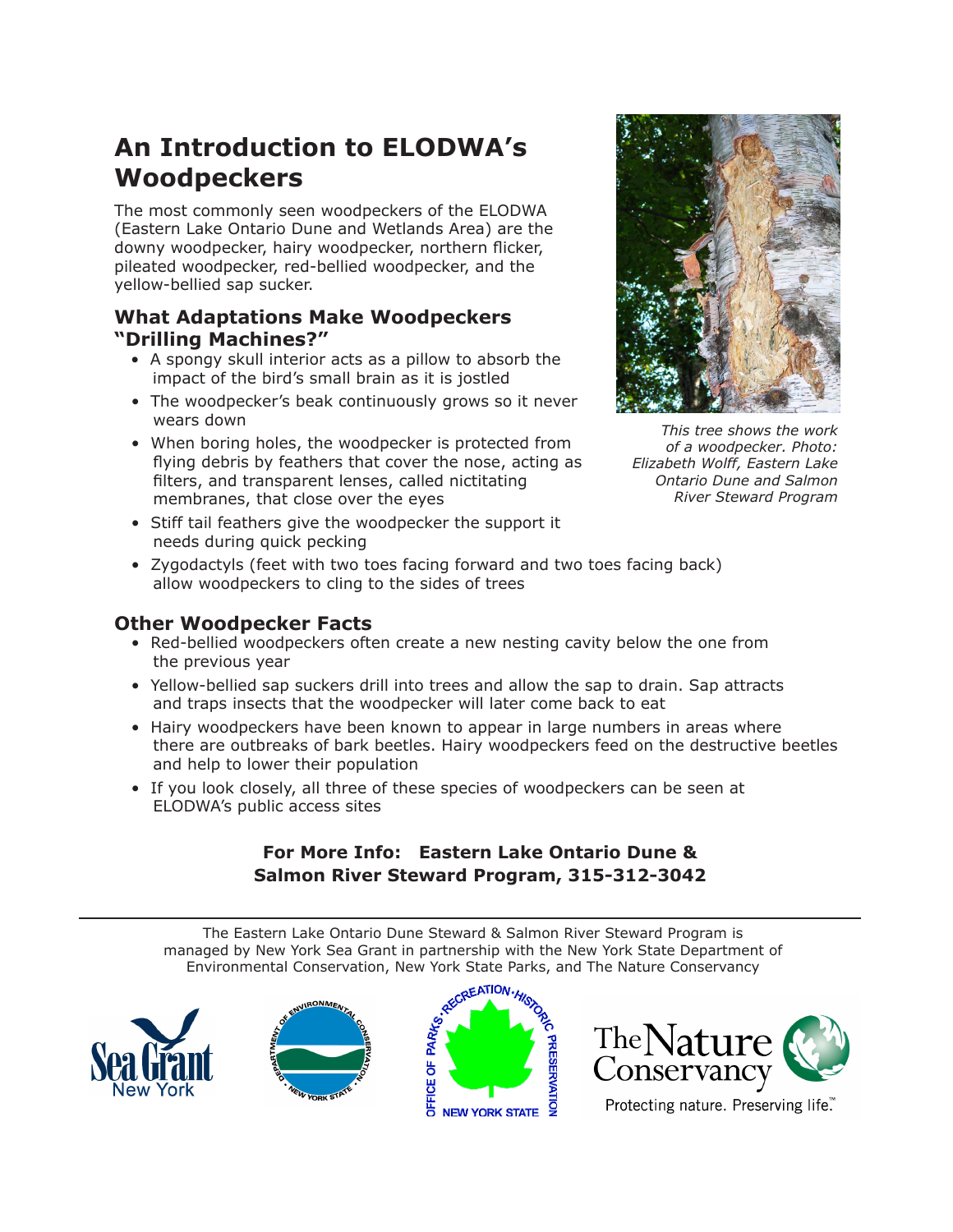# An Introduction to ELODWA's Woodpeckers

The most commonly seen woodpeckers of the ELODWA (Eastern Lake Ontario Dune and Wetlands Area) are the downy woodpecker, hairy woodpecker, northern flicker, pileated woodpecker, red-bellied woodpecker, and the yellow-bellied sap sucker.

*This tree shows the work of a woodpecker. Photo: Elizabeth Wolff, Eastern Lake Ontario Dune and Salmon River Steward Program*

## What Adaptations Make Woodpeckers "Drilling Machines?"

- A spongy skull interior acts as a pillow to absorb the impact of the bird's small brain as it is jostled
- The woodpecker's beak continuously grows so it never wears down
- When boring holes, the woodpecker is protected from flying debris by feathers that cover the nose, acting as filters, and transparent lenses, called nictitating membranes, that close over the eyes
- Stiff tail feathers give the woodpecker the support it needs during quick pecking
- Zygodactyls (feet with two toes facing forward and two toes facing back) allow woodpeckers to cling to the sides of trees

## Other Woodpecker Facts

- Red-bellied woodpeckers often create a new nesting cavity below the one from the previous year
- Yellow-bellied sap suckers drill into trees and allow the sap to drain. Sap attracts and traps insects that the woodpecker will later come back to eat
- Hairy woodpeckers have been known to appear in large numbers in areas where there are outbreaks of bark beetles. Hairy woodpeckers feed on the destructive beetles and help to lower their population
- If you look closely, all three of these species of woodpeckers can be seen at ELODWA's public access sites

**For More Info: Eastern Lake Ontario Dune & Salmon River Steward Program, 315-312-3042**

---

The Eastern Lake Ontario Dune Steward & Salmon River Steward Program is managed by New York Sea Grant in partnership with the New York State Department of Environmental Conservation, New York State Parks, and The Nature Conservancy

Sea Grant New York

Department of Environmental Conservation • New York State

Office of Parks • Recreation • Historic Preservation • New York State

The Nature Conservancy — Protecting nature. Preserving life.™